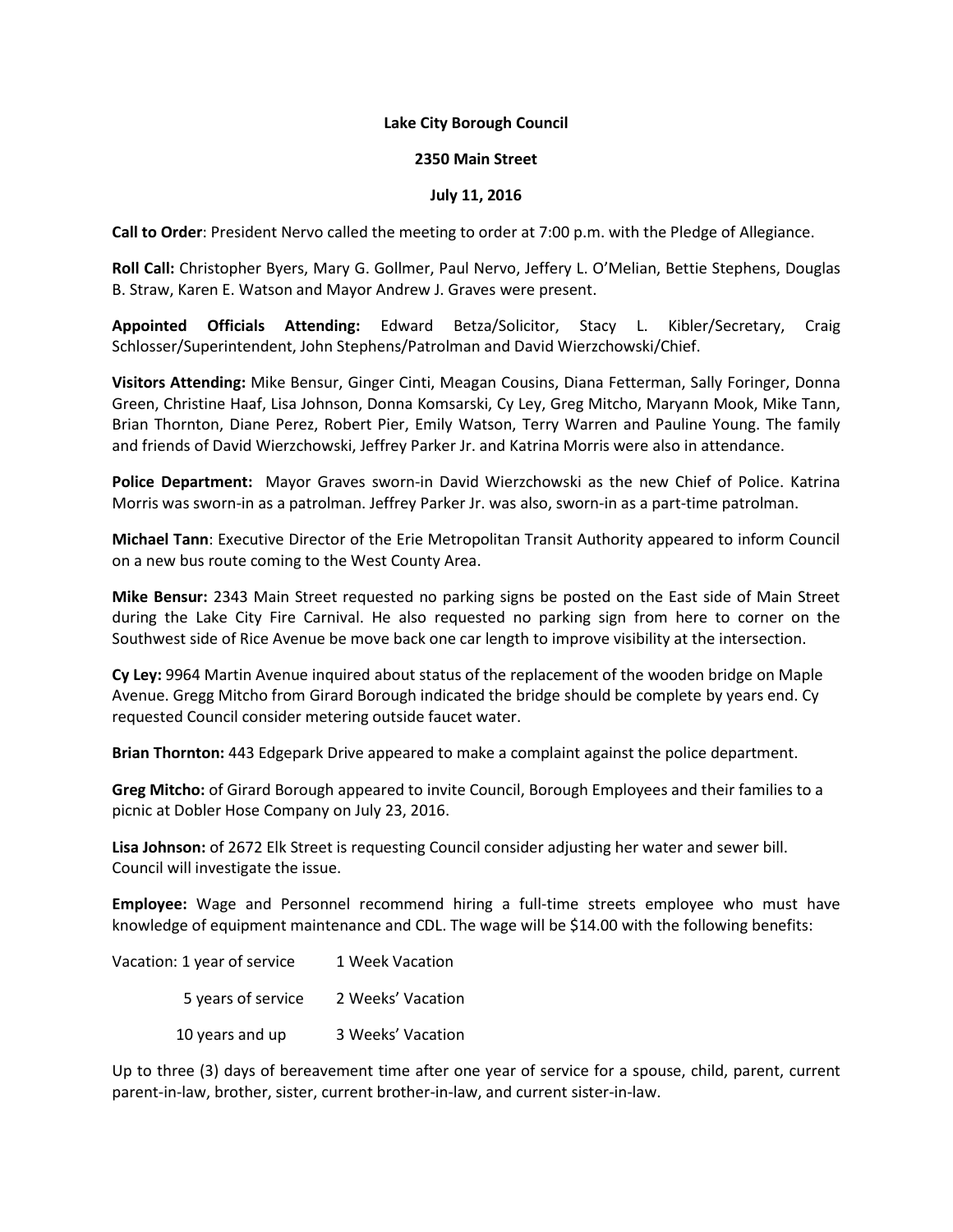**Lake City Borough Council**

**2350 Main Street**

**July 11, 2016**

**Call to Order**: President Nervo called the meeting to order at 7:00 p.m. with the Pledge of Allegiance.

**Roll Call:** Christopher Byers, Mary G. Gollmer, Paul Nervo, Jeffery L. O'Melian, Bettie Stephens, Douglas B. Straw, Karen E. Watson and Mayor Andrew J. Graves were present.

**Appointed Officials Attending:** Edward Betza/Solicitor, Stacy L. Kibler/Secretary, Craig Schlosser/Superintendent, John Stephens/Patrolman and David Wierzchowski/Chief.

**Visitors Attending:** Mike Bensur, Ginger Cinti, Meagan Cousins, Diana Fetterman, Sally Foringer, Donna Green, Christine Haaf, Lisa Johnson, Donna Komsarski, Cy Ley, Greg Mitcho, Maryann Mook, Mike Tann, Brian Thornton, Diane Perez, Robert Pier, Emily Watson, Terry Warren and Pauline Young. The family and friends of David Wierzchowski, Jeffrey Parker Jr. and Katrina Morris were also in attendance.

**Police Department:** Mayor Graves sworn-in David Wierzchowski as the new Chief of Police. Katrina Morris was sworn-in as a patrolman. Jeffrey Parker Jr. was also, sworn-in as a part-time patrolman.

**Michael Tann**: Executive Director of the Erie Metropolitan Transit Authority appeared to inform Council on a new bus route coming to the West County Area.

**Mike Bensur:** 2343 Main Street requested no parking signs be posted on the East side of Main Street during the Lake City Fire Carnival. He also requested no parking sign from here to corner on the Southwest side of Rice Avenue be move back one car length to improve visibility at the intersection.

**Cy Ley:** 9964 Martin Avenue inquired about status of the replacement of the wooden bridge on Maple Avenue. Gregg Mitcho from Girard Borough indicated the bridge should be complete by years end. Cy requested Council consider metering outside faucet water.

**Brian Thornton:** 443 Edgepark Drive appeared to make a complaint against the police department.

**Greg Mitcho:** of Girard Borough appeared to invite Council, Borough Employees and their families to a picnic at Dobler Hose Company on July 23, 2016.

**Lisa Johnson:** of 2672 Elk Street is requesting Council consider adjusting her water and sewer bill. Council will investigate the issue.

**Employee:** Wage and Personnel recommend hiring a full-time streets employee who must have knowledge of equipment maintenance and CDL. The wage will be $14.00 with the following benefits:

| Vacation: 1 year of service | 1 Week Vacation |
|---|---|
| 5 years of service | 2 Weeks' Vacation |
| 10 years and up | 3 Weeks' Vacation |

Up to three (3) days of bereavement time after one year of service for a spouse, child, parent, current parent-in-law, brother, sister, current brother-in-law, and current sister-in-law.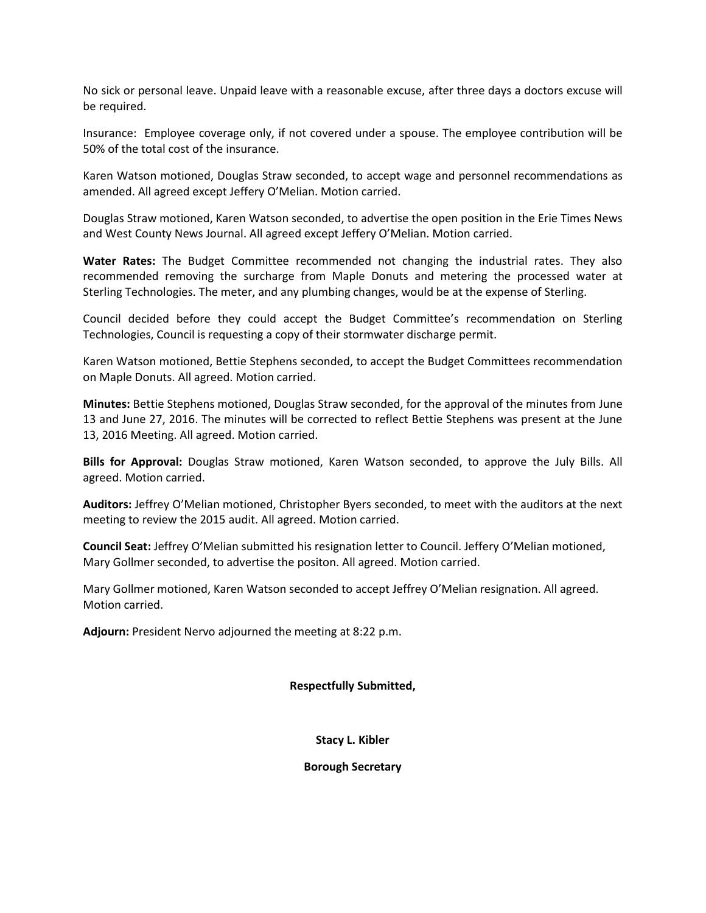No sick or personal leave. Unpaid leave with a reasonable excuse, after three days a doctors excuse will be required.

Insurance: Employee coverage only, if not covered under a spouse. The employee contribution will be 50% of the total cost of the insurance.

Karen Watson motioned, Douglas Straw seconded, to accept wage and personnel recommendations as amended. All agreed except Jeffery O'Melian. Motion carried.

Douglas Straw motioned, Karen Watson seconded, to advertise the open position in the Erie Times News and West County News Journal. All agreed except Jeffery O'Melian. Motion carried.

**Water Rates:** The Budget Committee recommended not changing the industrial rates. They also recommended removing the surcharge from Maple Donuts and metering the processed water at Sterling Technologies. The meter, and any plumbing changes, would be at the expense of Sterling.

Council decided before they could accept the Budget Committee's recommendation on Sterling Technologies, Council is requesting a copy of their stormwater discharge permit.

Karen Watson motioned, Bettie Stephens seconded, to accept the Budget Committees recommendation on Maple Donuts. All agreed. Motion carried.

**Minutes:** Bettie Stephens motioned, Douglas Straw seconded, for the approval of the minutes from June 13 and June 27, 2016. The minutes will be corrected to reflect Bettie Stephens was present at the June 13, 2016 Meeting. All agreed. Motion carried.

**Bills for Approval:** Douglas Straw motioned, Karen Watson seconded, to approve the July Bills. All agreed. Motion carried.

**Auditors:** Jeffrey O'Melian motioned, Christopher Byers seconded, to meet with the auditors at the next meeting to review the 2015 audit. All agreed. Motion carried.

**Council Seat:** Jeffrey O'Melian submitted his resignation letter to Council. Jeffery O'Melian motioned, Mary Gollmer seconded, to advertise the positon. All agreed. Motion carried.

Mary Gollmer motioned, Karen Watson seconded to accept Jeffrey O'Melian resignation. All agreed. Motion carried.

**Adjourn:** President Nervo adjourned the meeting at 8:22 p.m.

**Respectfully Submitted,**

**Stacy L. Kibler**

**Borough Secretary**